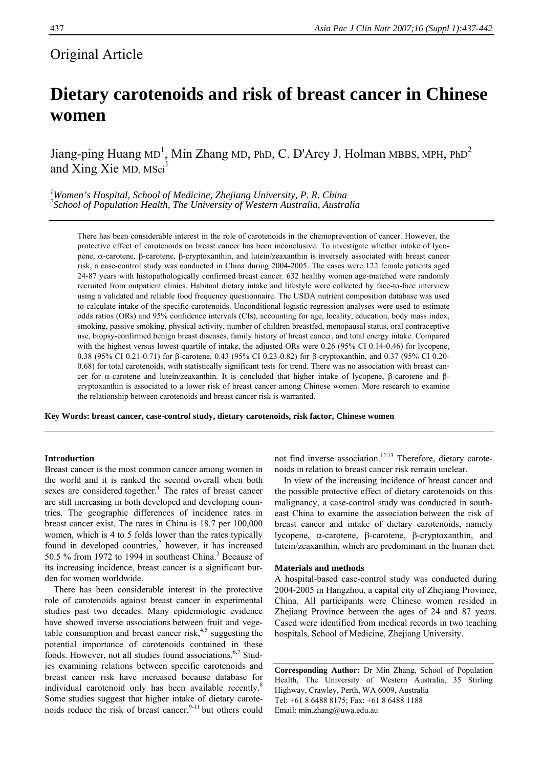## Original Article

# Dietary carotenoids and risk of breast cancer in Chinese women

Jiang-ping Huang MD[1], Min Zhang MD, PhD, C. D'Arcy J. Holman MBBS, MPH, PhD[2] and Xing Xie MD, MSci[1]

[1]*Women's Hospital, School of Medicine, Zhejiang University, P. R. China*
[2]*School of Population Health, The University of Western Australia, Australia*

There has been considerable interest in the role of carotenoids in the chemoprevention of cancer. However, the protective effect of carotenoids on breast cancer has been inconclusive. To investigate whether intake of lycopene, α-carotene, β-carotene, β-cryptoxanthin, and lutein/zeaxanthin is inversely associated with breast cancer risk, a case-control study was conducted in China during 2004-2005. The cases were 122 female patients aged 24-87 years with histopathologically confirmed breast cancer. 632 healthy women age-matched were randomly recruited from outpatient clinics. Habitual dietary intake and lifestyle were collected by face-to-face interview using a validated and reliable food frequency questionnaire. The USDA nutrient composition database was used to calculate intake of the specific carotenoids. Unconditional logistic regression analyses were used to estimate odds ratios (ORs) and 95% confidence intervals (CIs), accounting for age, locality, education, body mass index, smoking, passive smoking, physical activity, number of children breastfed, menopausal status, oral contraceptive use, biopsy-confirmed benign breast diseases, family history of breast cancer, and total energy intake. Compared with the highest versus lowest quartile of intake, the adjusted ORs were 0.26 (95% CI 0.14-0.46) for lycopene, 0.38 (95% CI 0.21-0.71) for β-carotene, 0.43 (95% CI 0.23-0.82) for β-cryptoxanthin, and 0.37 (95% CI 0.20-0.68) for total carotenoids, with statistically significant tests for trend. There was no association with breast cancer for α-carotene and lutein/zeaxanthin. It is concluded that higher intake of lycopene, β-carotene and β-cryptoxanthin is associated to a lower risk of breast cancer among Chinese women. More research to examine the relationship between carotenoids and breast cancer risk is warranted.

**Key Words: breast cancer, case-control study, dietary carotenoids, risk factor, Chinese women**

### Introduction

Breast cancer is the most common cancer among women in the world and it is ranked the second overall when both sexes are considered together.[1] The rates of breast cancer are still increasing in both developed and developing countries. The geographic differences of incidence rates in breast cancer exist. The rates in China is 18.7 per 100,000 women, which is 4 to 5 folds lower than the rates typically found in developed countries,[2] however, it has increased 50.5 % from 1972 to 1994 in southeast China.[3] Because of its increasing incidence, breast cancer is a significant burden for women worldwide.

There has been considerable interest in the protective role of carotenoids against breast cancer in experimental studies past two decades. Many epidemiologic evidence have showed inverse associations between fruit and vegetable consumption and breast cancer risk,[4,5] suggesting the potential importance of carotenoids contained in these foods. However, not all studies found associations.[6,7] Studies examining relations between specific carotenoids and breast cancer risk have increased because database for individual carotenoid only has been available recently.[8] Some studies suggest that higher intake of dietary carotenoids reduce the risk of breast cancer,[9-11] but others could not find inverse association.[12,13] Therefore, dietary carotenoids in relation to breast cancer risk remain unclear.

In view of the increasing incidence of breast cancer and the possible protective effect of dietary carotenoids on this malignancy, a case-control study was conducted in southeast China to examine the association between the risk of breast cancer and intake of dietary carotenoids, namely lycopene, α-carotene, β-carotene, β-cryptoxanthin, and lutein/zeaxanthin, which are predominant in the human diet.

### Materials and methods

A hospital-based case-control study was conducted during 2004-2005 in Hangzhou, a capital city of Zhejiang Province, China. All participants were Chinese women resided in Zhejiang Province between the ages of 24 and 87 years. Cased were identified from medical records in two teaching hospitals, School of Medicine, Zhejiang University.

**Corresponding Author:** Dr Min Zhang, School of Population Health, The University of Western Australia, 35 Stirling Highway, Crawley, Perth, WA 6009, Australia
Tel: +61 8 6488 8175; Fax: +61 8 6488 1188
Email: min.zhang@uwa.edu.au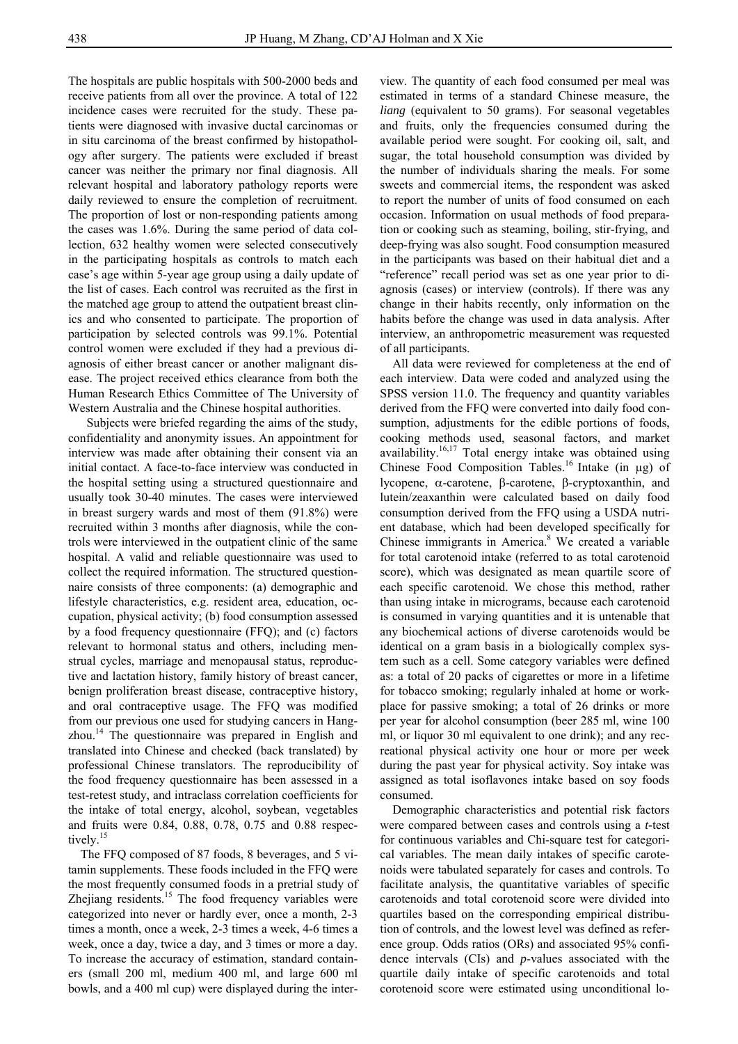The hospitals are public hospitals with 500-2000 beds and receive patients from all over the province. A total of 122 incidence cases were recruited for the study. These patients were diagnosed with invasive ductal carcinomas or in situ carcinoma of the breast confirmed by histopathology after surgery. The patients were excluded if breast cancer was neither the primary nor final diagnosis. All relevant hospital and laboratory pathology reports were daily reviewed to ensure the completion of recruitment. The proportion of lost or non-responding patients among the cases was 1.6%. During the same period of data collection, 632 healthy women were selected consecutively in the participating hospitals as controls to match each case's age within 5-year age group using a daily update of the list of cases. Each control was recruited as the first in the matched age group to attend the outpatient breast clinics and who consented to participate. The proportion of participation by selected controls was 99.1%. Potential control women were excluded if they had a previous diagnosis of either breast cancer or another malignant disease. The project received ethics clearance from both the Human Research Ethics Committee of The University of Western Australia and the Chinese hospital authorities.

Subjects were briefed regarding the aims of the study, confidentiality and anonymity issues. An appointment for interview was made after obtaining their consent via an initial contact. A face-to-face interview was conducted in the hospital setting using a structured questionnaire and usually took 30-40 minutes. The cases were interviewed in breast surgery wards and most of them (91.8%) were recruited within 3 months after diagnosis, while the controls were interviewed in the outpatient clinic of the same hospital. A valid and reliable questionnaire was used to collect the required information. The structured questionnaire consists of three components: (a) demographic and lifestyle characteristics, e.g. resident area, education, occupation, physical activity; (b) food consumption assessed by a food frequency questionnaire (FFQ); and (c) factors relevant to hormonal status and others, including menstrual cycles, marriage and menopausal status, reproductive and lactation history, family history of breast cancer, benign proliferation breast disease, contraceptive history, and oral contraceptive usage. The FFQ was modified from our previous one used for studying cancers in Hangzhou.[14] The questionnaire was prepared in English and translated into Chinese and checked (back translated) by professional Chinese translators. The reproducibility of the food frequency questionnaire has been assessed in a test-retest study, and intraclass correlation coefficients for the intake of total energy, alcohol, soybean, vegetables and fruits were 0.84, 0.88, 0.78, 0.75 and 0.88 respectively.[15]

The FFQ composed of 87 foods, 8 beverages, and 5 vitamin supplements. These foods included in the FFQ were the most frequently consumed foods in a pretrial study of Zhejiang residents.[15] The food frequency variables were categorized into never or hardly ever, once a month, 2-3 times a month, once a week, 2-3 times a week, 4-6 times a week, once a day, twice a day, and 3 times or more a day. To increase the accuracy of estimation, standard containers (small 200 ml, medium 400 ml, and large 600 ml bowls, and a 400 ml cup) were displayed during the interview. The quantity of each food consumed per meal was estimated in terms of a standard Chinese measure, the *liang* (equivalent to 50 grams). For seasonal vegetables and fruits, only the frequencies consumed during the available period were sought. For cooking oil, salt, and sugar, the total household consumption was divided by the number of individuals sharing the meals. For some sweets and commercial items, the respondent was asked to report the number of units of food consumed on each occasion. Information on usual methods of food preparation or cooking such as steaming, boiling, stir-frying, and deep-frying was also sought. Food consumption measured in the participants was based on their habitual diet and a "reference" recall period was set as one year prior to diagnosis (cases) or interview (controls). If there was any change in their habits recently, only information on the habits before the change was used in data analysis. After interview, an anthropometric measurement was requested of all participants.

All data were reviewed for completeness at the end of each interview. Data were coded and analyzed using the SPSS version 11.0. The frequency and quantity variables derived from the FFQ were converted into daily food consumption, adjustments for the edible portions of foods, cooking methods used, seasonal factors, and market availability.[16,17] Total energy intake was obtained using Chinese Food Composition Tables.[16] Intake (in μg) of lycopene, α-carotene, β-carotene, β-cryptoxanthin, and lutein/zeaxanthin were calculated based on daily food consumption derived from the FFQ using a USDA nutrient database, which had been developed specifically for Chinese immigrants in America.[8] We created a variable for total carotenoid intake (referred to as total carotenoid score), which was designated as mean quartile score of each specific carotenoid. We chose this method, rather than using intake in micrograms, because each carotenoid is consumed in varying quantities and it is untenable that any biochemical actions of diverse carotenoids would be identical on a gram basis in a biologically complex system such as a cell. Some category variables were defined as: a total of 20 packs of cigarettes or more in a lifetime for tobacco smoking; regularly inhaled at home or workplace for passive smoking; a total of 26 drinks or more per year for alcohol consumption (beer 285 ml, wine 100 ml, or liquor 30 ml equivalent to one drink); and any recreational physical activity one hour or more per week during the past year for physical activity. Soy intake was assigned as total isoflavones intake based on soy foods consumed.

Demographic characteristics and potential risk factors were compared between cases and controls using a *t*-test for continuous variables and Chi-square test for categorical variables. The mean daily intakes of specific carotenoids were tabulated separately for cases and controls. To facilitate analysis, the quantitative variables of specific carotenoids and total corotenoid score were divided into quartiles based on the corresponding empirical distribution of controls, and the lowest level was defined as reference group. Odds ratios (ORs) and associated 95% confidence intervals (CIs) and *p*-values associated with the quartile daily intake of specific carotenoids and total corotenoid score were estimated using unconditional lo-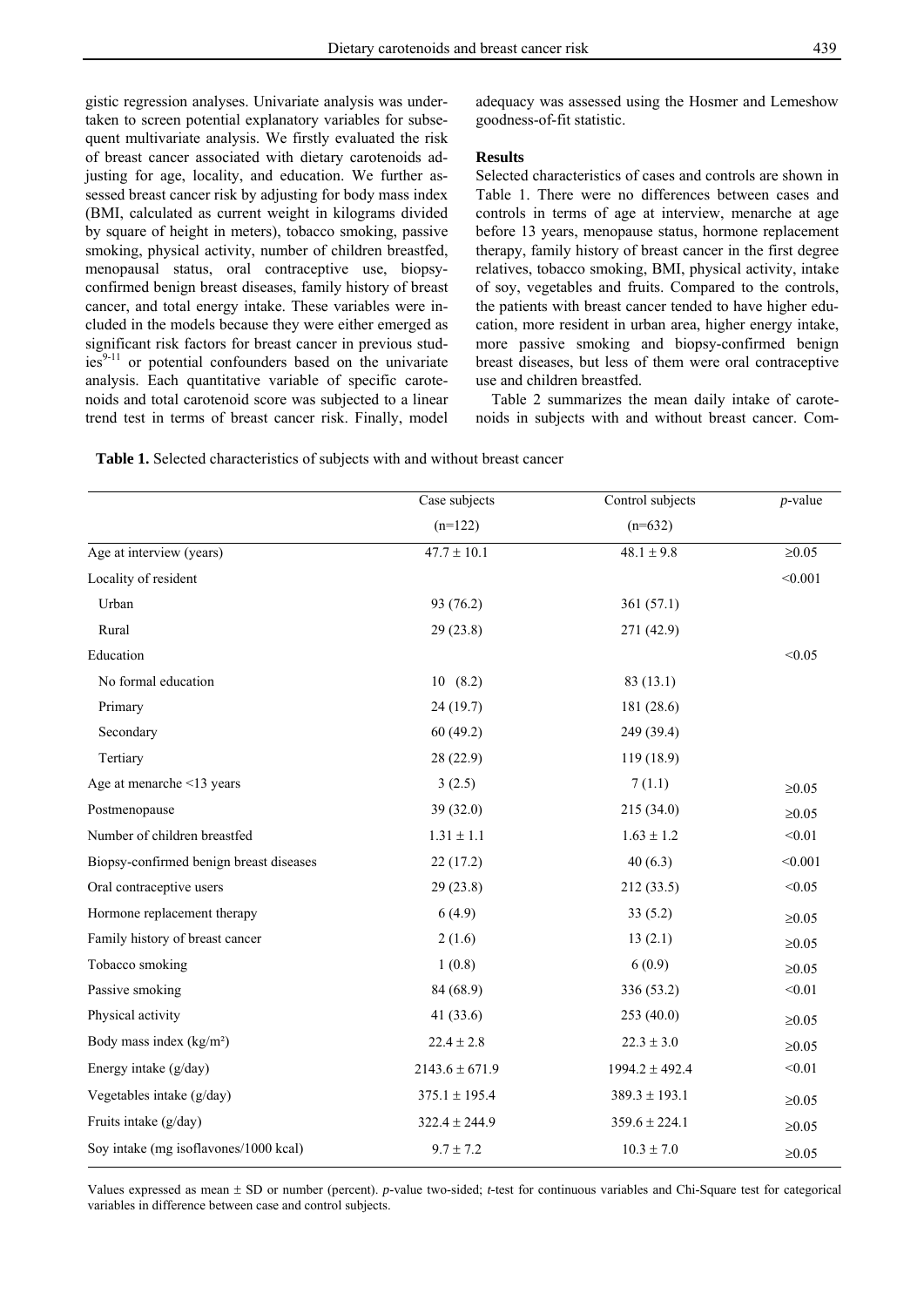gistic regression analyses. Univariate analysis was undertaken to screen potential explanatory variables for subsequent multivariate analysis. We firstly evaluated the risk of breast cancer associated with dietary carotenoids adjusting for age, locality, and education. We further assessed breast cancer risk by adjusting for body mass index (BMI, calculated as current weight in kilograms divided by square of height in meters), tobacco smoking, passive smoking, physical activity, number of children breastfed, menopausal status, oral contraceptive use, biopsy-confirmed benign breast diseases, family history of breast cancer, and total energy intake. These variables were included in the models because they were either emerged as significant risk factors for breast cancer in previous studies[9-11] or potential confounders based on the univariate analysis. Each quantitative variable of specific carotenoids and total carotenoid score was subjected to a linear trend test in terms of breast cancer risk. Finally, model adequacy was assessed using the Hosmer and Lemeshow goodness-of-fit statistic.

## Results

Selected characteristics of cases and controls are shown in Table 1. There were no differences between cases and controls in terms of age at interview, menarche at age before 13 years, menopause status, hormone replacement therapy, family history of breast cancer in the first degree relatives, tobacco smoking, BMI, physical activity, intake of soy, vegetables and fruits. Compared to the controls, the patients with breast cancer tended to have higher education, more resident in urban area, higher energy intake, more passive smoking and biopsy-confirmed benign breast diseases, but less of them were oral contraceptive use and children breastfed.

Table 2 summarizes the mean daily intake of carotenoids in subjects with and without breast cancer. Com-

**Table 1.** Selected characteristics of subjects with and without breast cancer

| | Case subjects (n=122) | Control subjects (n=632) | *p*-value |
|---|---|---|---|
| Age at interview (years) | 47.7 ± 10.1 | 48.1 ± 9.8 | ≥0.05 |
| Locality of resident | | | <0.001 |
| Urban | 93 (76.2) | 361 (57.1) | |
| Rural | 29 (23.8) | 271 (42.9) | |
| Education | | | <0.05 |
| No formal education | 10 (8.2) | 83 (13.1) | |
| Primary | 24 (19.7) | 181 (28.6) | |
| Secondary | 60 (49.2) | 249 (39.4) | |
| Tertiary | 28 (22.9) | 119 (18.9) | |
| Age at menarche <13 years | 3 (2.5) | 7 (1.1) | ≥0.05 |
| Postmenopause | 39 (32.0) | 215 (34.0) | ≥0.05 |
| Number of children breastfed | 1.31 ± 1.1 | 1.63 ± 1.2 | <0.01 |
| Biopsy-confirmed benign breast diseases | 22 (17.2) | 40 (6.3) | <0.001 |
| Oral contraceptive users | 29 (23.8) | 212 (33.5) | <0.05 |
| Hormone replacement therapy | 6 (4.9) | 33 (5.2) | ≥0.05 |
| Family history of breast cancer | 2 (1.6) | 13 (2.1) | ≥0.05 |
| Tobacco smoking | 1 (0.8) | 6 (0.9) | ≥0.05 |
| Passive smoking | 84 (68.9) | 336 (53.2) | <0.01 |
| Physical activity | 41 (33.6) | 253 (40.0) | ≥0.05 |
| Body mass index (kg/m²) | 22.4 ± 2.8 | 22.3 ± 3.0 | ≥0.05 |
| Energy intake (g/day) | 2143.6 ± 671.9 | 1994.2 ± 492.4 | <0.01 |
| Vegetables intake (g/day) | 375.1 ± 195.4 | 389.3 ± 193.1 | ≥0.05 |
| Fruits intake (g/day) | 322.4 ± 244.9 | 359.6 ± 224.1 | ≥0.05 |
| Soy intake (mg isoflavones/1000 kcal) | 9.7 ± 7.2 | 10.3 ± 7.0 | ≥0.05 |

Values expressed as mean ± SD or number (percent). *p*-value two-sided; *t*-test for continuous variables and Chi-Square test for categorical variables in difference between case and control subjects.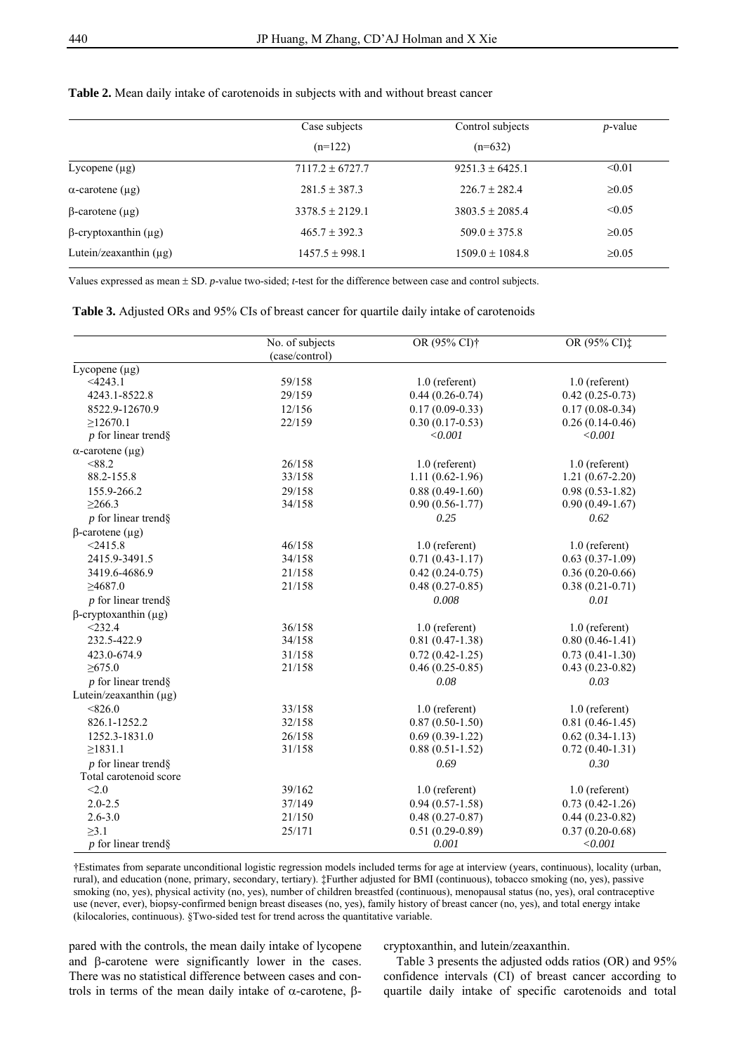**Table 2.** Mean daily intake of carotenoids in subjects with and without breast cancer

| | Case subjects (n=122) | Control subjects (n=632) | *p*-value |
|---|---|---|---|
| Lycopene (μg) | 7117.2 ± 6727.7 | 9251.3 ± 6425.1 | <0.01 |
| α-carotene (μg) | 281.5 ± 387.3 | 226.7 ± 282.4 | ≥0.05 |
| β-carotene (μg) | 3378.5 ± 2129.1 | 3803.5 ± 2085.4 | <0.05 |
| β-cryptoxanthin (μg) | 465.7 ± 392.3 | 509.0 ± 375.8 | ≥0.05 |
| Lutein/zeaxanthin (μg) | 1457.5 ± 998.1 | 1509.0 ± 1084.8 | ≥0.05 |

Values expressed as mean ± SD. *p*-value two-sided; *t*-test for the difference between case and control subjects.

**Table 3.** Adjusted ORs and 95% CIs of breast cancer for quartile daily intake of carotenoids

| | No. of subjects (case/control) | OR (95% CI)† | OR (95% CI)‡ |
|---|---|---|---|
| Lycopene (μg) | | | |
| <4243.1 | 59/158 | 1.0 (referent) | 1.0 (referent) |
| 4243.1-8522.8 | 29/159 | 0.44 (0.26-0.74) | 0.42 (0.25-0.73) |
| 8522.9-12670.9 | 12/156 | 0.17 (0.09-0.33) | 0.17 (0.08-0.34) |
| ≥12670.1 | 22/159 | 0.30 (0.17-0.53) | 0.26 (0.14-0.46) |
| *p* for linear trend§ | | *<0.001* | *<0.001* |
| α-carotene (μg) | | | |
| <88.2 | 26/158 | 1.0 (referent) | 1.0 (referent) |
| 88.2-155.8 | 33/158 | 1.11 (0.62-1.96) | 1.21 (0.67-2.20) |
| 155.9-266.2 | 29/158 | 0.88 (0.49-1.60) | 0.98 (0.53-1.82) |
| ≥266.3 | 34/158 | 0.90 (0.56-1.77) | 0.90 (0.49-1.67) |
| *p* for linear trend§ | | *0.25* | *0.62* |
| β-carotene (μg) | | | |
| <2415.8 | 46/158 | 1.0 (referent) | 1.0 (referent) |
| 2415.9-3491.5 | 34/158 | 0.71 (0.43-1.17) | 0.63 (0.37-1.09) |
| 3419.6-4686.9 | 21/158 | 0.42 (0.24-0.75) | 0.36 (0.20-0.66) |
| ≥4687.0 | 21/158 | 0.48 (0.27-0.85) | 0.38 (0.21-0.71) |
| *p* for linear trend§ | | *0.008* | *0.01* |
| β-cryptoxanthin (μg) | | | |
| <232.4 | 36/158 | 1.0 (referent) | 1.0 (referent) |
| 232.5-422.9 | 34/158 | 0.81 (0.47-1.38) | 0.80 (0.46-1.41) |
| 423.0-674.9 | 31/158 | 0.72 (0.42-1.25) | 0.73 (0.41-1.30) |
| ≥675.0 | 21/158 | 0.46 (0.25-0.85) | 0.43 (0.23-0.82) |
| *p* for linear trend§ | | *0.08* | *0.03* |
| Lutein/zeaxanthin (μg) | | | |
| <826.0 | 33/158 | 1.0 (referent) | 1.0 (referent) |
| 826.1-1252.2 | 32/158 | 0.87 (0.50-1.50) | 0.81 (0.46-1.45) |
| 1252.3-1831.0 | 26/158 | 0.69 (0.39-1.22) | 0.62 (0.34-1.13) |
| ≥1831.1 | 31/158 | 0.88 (0.51-1.52) | 0.72 (0.40-1.31) |
| *p* for linear trend§ | | *0.69* | *0.30* |
| Total carotenoid score | | | |
| <2.0 | 39/162 | 1.0 (referent) | 1.0 (referent) |
| 2.0-2.5 | 37/149 | 0.94 (0.57-1.58) | 0.73 (0.42-1.26) |
| 2.6-3.0 | 21/150 | 0.48 (0.27-0.87) | 0.44 (0.23-0.82) |
| ≥3.1 | 25/171 | 0.51 (0.29-0.89) | 0.37 (0.20-0.68) |
| *p* for linear trend§ | | *0.001* | *<0.001* |

†Estimates from separate unconditional logistic regression models included terms for age at interview (years, continuous), locality (urban, rural), and education (none, primary, secondary, tertiary). ‡Further adjusted for BMI (continuous), tobacco smoking (no, yes), passive smoking (no, yes), physical activity (no, yes), number of children breastfed (continuous), menopausal status (no, yes), oral contraceptive use (never, ever), biopsy-confirmed benign breast diseases (no, yes), family history of breast cancer (no, yes), and total energy intake (kilocalories, continuous). §Two-sided test for trend across the quantitative variable.

pared with the controls, the mean daily intake of lycopene and β-carotene were significantly lower in the cases. There was no statistical difference between cases and controls in terms of the mean daily intake of α-carotene, β-cryptoxanthin, and lutein/zeaxanthin.

Table 3 presents the adjusted odds ratios (OR) and 95% confidence intervals (CI) of breast cancer according to quartile daily intake of specific carotenoids and total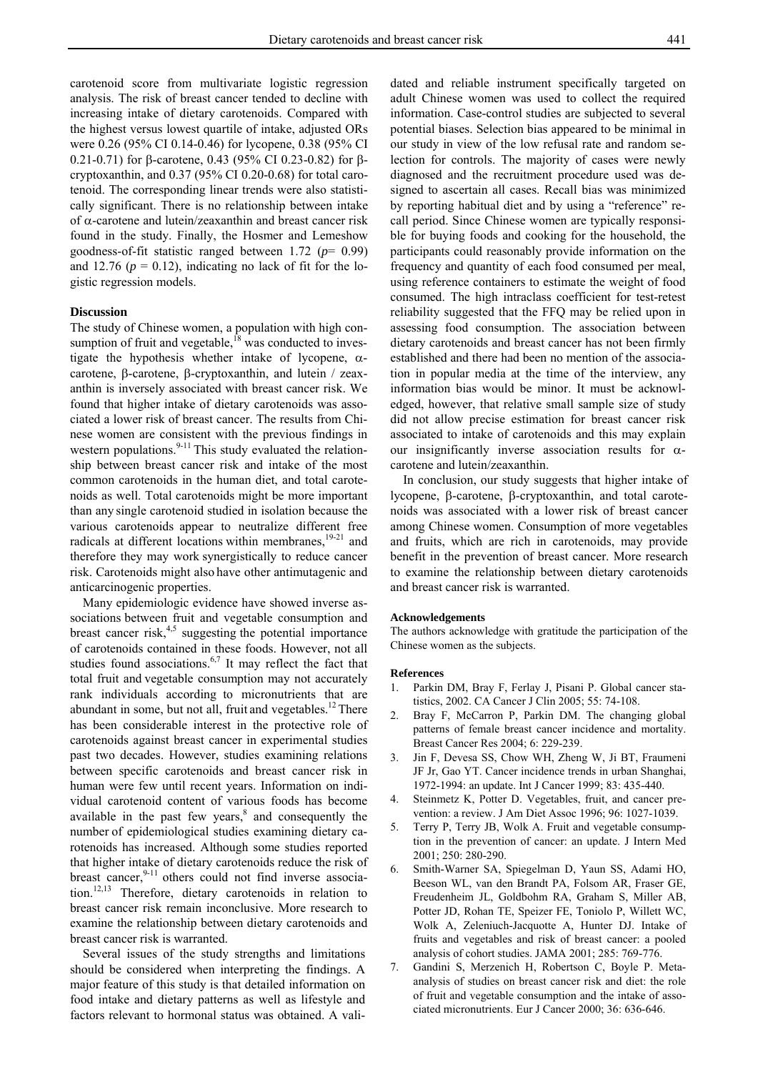carotenoid score from multivariate logistic regression analysis. The risk of breast cancer tended to decline with increasing intake of dietary carotenoids. Compared with the highest versus lowest quartile of intake, adjusted ORs were 0.26 (95% CI 0.14-0.46) for lycopene, 0.38 (95% CI 0.21-0.71) for β-carotene, 0.43 (95% CI 0.23-0.82) for β-cryptoxanthin, and 0.37 (95% CI 0.20-0.68) for total carotenoid. The corresponding linear trends were also statistically significant. There is no relationship between intake of α-carotene and lutein/zeaxanthin and breast cancer risk found in the study. Finally, the Hosmer and Lemeshow goodness-of-fit statistic ranged between 1.72 ($p$= 0.99) and 12.76 ($p$ = 0.12), indicating no lack of fit for the logistic regression models.

### Discussion

The study of Chinese women, a population with high consumption of fruit and vegetable,[18] was conducted to investigate the hypothesis whether intake of lycopene, α-carotene, β-carotene, β-cryptoxanthin, and lutein / zeaxanthin is inversely associated with breast cancer risk. We found that higher intake of dietary carotenoids was associated a lower risk of breast cancer. The results from Chinese women are consistent with the previous findings in western populations.[9-11] This study evaluated the relationship between breast cancer risk and intake of the most common carotenoids in the human diet, and total carotenoids as well. Total carotenoids might be more important than any single carotenoid studied in isolation because the various carotenoids appear to neutralize different free radicals at different locations within membranes,[19-21] and therefore they may work synergistically to reduce cancer risk. Carotenoids might also have other antimutagenic and anticarcinogenic properties.

Many epidemiologic evidence have showed inverse associations between fruit and vegetable consumption and breast cancer risk,[4,5] suggesting the potential importance of carotenoids contained in these foods. However, not all studies found associations.[6,7] It may reflect the fact that total fruit and vegetable consumption may not accurately rank individuals according to micronutrients that are abundant in some, but not all, fruit and vegetables.[12] There has been considerable interest in the protective role of carotenoids against breast cancer in experimental studies past two decades. However, studies examining relations between specific carotenoids and breast cancer risk in human were few until recent years. Information on individual carotenoid content of various foods has become available in the past few years,[8] and consequently the number of epidemiological studies examining dietary carotenoids has increased. Although some studies reported that higher intake of dietary carotenoids reduce the risk of breast cancer,[9-11] others could not find inverse association.[12,13] Therefore, dietary carotenoids in relation to breast cancer risk remain inconclusive. More research to examine the relationship between dietary carotenoids and breast cancer risk is warranted.

Several issues of the study strengths and limitations should be considered when interpreting the findings. A major feature of this study is that detailed information on food intake and dietary patterns as well as lifestyle and factors relevant to hormonal status was obtained. A validated and reliable instrument specifically targeted on adult Chinese women was used to collect the required information. Case-control studies are subjected to several potential biases. Selection bias appeared to be minimal in our study in view of the low refusal rate and random selection for controls. The majority of cases were newly diagnosed and the recruitment procedure used was designed to ascertain all cases. Recall bias was minimized by reporting habitual diet and by using a "reference" recall period. Since Chinese women are typically responsible for buying foods and cooking for the household, the participants could reasonably provide information on the frequency and quantity of each food consumed per meal, using reference containers to estimate the weight of food consumed. The high intraclass coefficient for test-retest reliability suggested that the FFQ may be relied upon in assessing food consumption. The association between dietary carotenoids and breast cancer has not been firmly established and there had been no mention of the association in popular media at the time of the interview, any information bias would be minor. It must be acknowledged, however, that relative small sample size of study did not allow precise estimation for breast cancer risk associated to intake of carotenoids and this may explain our insignificantly inverse association results for α-carotene and lutein/zeaxanthin.

In conclusion, our study suggests that higher intake of lycopene, β-carotene, β-cryptoxanthin, and total carotenoids was associated with a lower risk of breast cancer among Chinese women. Consumption of more vegetables and fruits, which are rich in carotenoids, may provide benefit in the prevention of breast cancer. More research to examine the relationship between dietary carotenoids and breast cancer risk is warranted.

### Acknowledgements

The authors acknowledge with gratitude the participation of the Chinese women as the subjects.

### References

1. Parkin DM, Bray F, Ferlay J, Pisani P. Global cancer statistics, 2002. CA Cancer J Clin 2005; 55: 74-108.
2. Bray F, McCarron P, Parkin DM. The changing global patterns of female breast cancer incidence and mortality. Breast Cancer Res 2004; 6: 229-239.
3. Jin F, Devesa SS, Chow WH, Zheng W, Ji BT, Fraumeni JF Jr, Gao YT. Cancer incidence trends in urban Shanghai, 1972-1994: an update. Int J Cancer 1999; 83: 435-440.
4. Steinmetz K, Potter D. Vegetables, fruit, and cancer prevention: a review. J Am Diet Assoc 1996; 96: 1027-1039.
5. Terry P, Terry JB, Wolk A. Fruit and vegetable consumption in the prevention of cancer: an update. J Intern Med 2001; 250: 280-290.
6. Smith-Warner SA, Spiegelman D, Yaun SS, Adami HO, Beeson WL, van den Brandt PA, Folsom AR, Fraser GE, Freudenheim JL, Goldbohm RA, Graham S, Miller AB, Potter JD, Rohan TE, Speizer FE, Toniolo P, Willett WC, Wolk A, Zeleniuch-Jacquotte A, Hunter DJ. Intake of fruits and vegetables and risk of breast cancer: a pooled analysis of cohort studies. JAMA 2001; 285: 769-776.
7. Gandini S, Merzenich H, Robertson C, Boyle P. Meta-analysis of studies on breast cancer risk and diet: the role of fruit and vegetable consumption and the intake of associated micronutrients. Eur J Cancer 2000; 36: 636-646.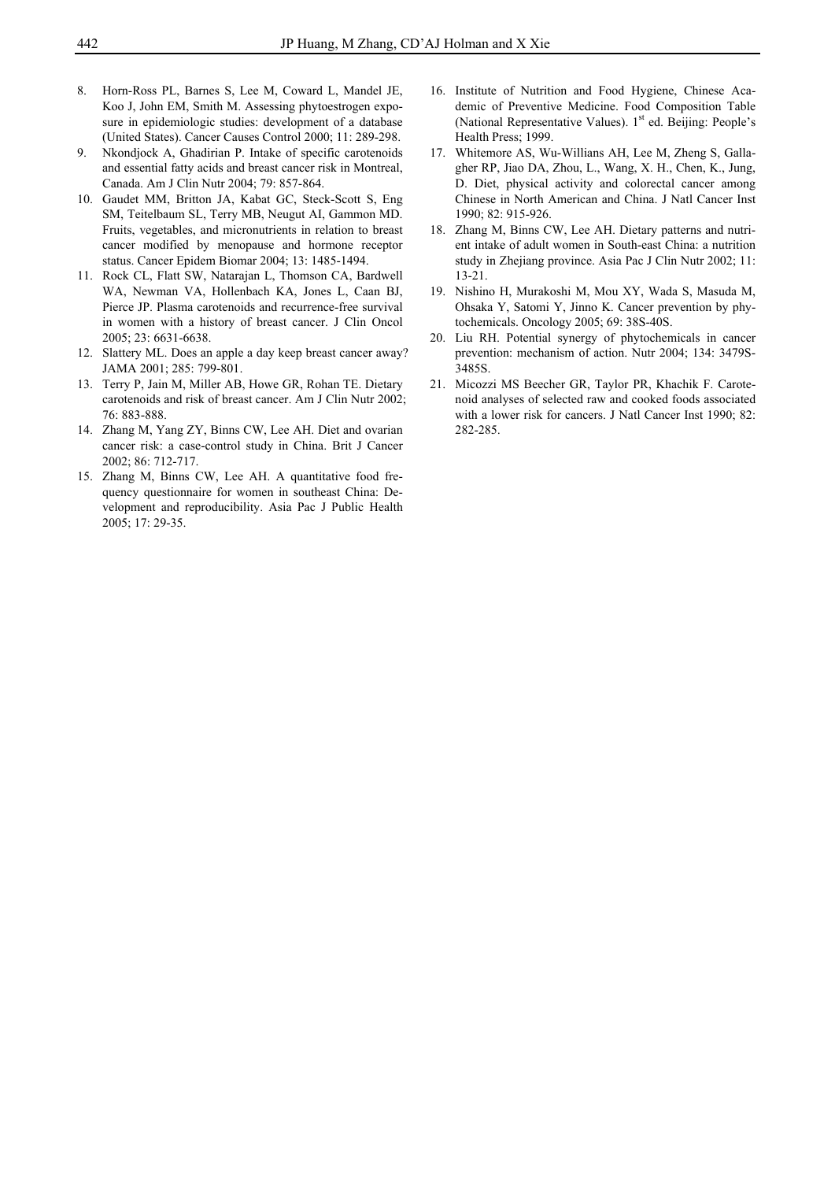8. Horn-Ross PL, Barnes S, Lee M, Coward L, Mandel JE, Koo J, John EM, Smith M. Assessing phytoestrogen exposure in epidemiologic studies: development of a database (United States). Cancer Causes Control 2000; 11: 289-298.
9. Nkondjock A, Ghadirian P. Intake of specific carotenoids and essential fatty acids and breast cancer risk in Montreal, Canada. Am J Clin Nutr 2004; 79: 857-864.
10. Gaudet MM, Britton JA, Kabat GC, Steck-Scott S, Eng SM, Teitelbaum SL, Terry MB, Neugut AI, Gammon MD. Fruits, vegetables, and micronutrients in relation to breast cancer modified by menopause and hormone receptor status. Cancer Epidem Biomar 2004; 13: 1485-1494.
11. Rock CL, Flatt SW, Natarajan L, Thomson CA, Bardwell WA, Newman VA, Hollenbach KA, Jones L, Caan BJ, Pierce JP. Plasma carotenoids and recurrence-free survival in women with a history of breast cancer. J Clin Oncol 2005; 23: 6631-6638.
12. Slattery ML. Does an apple a day keep breast cancer away? JAMA 2001; 285: 799-801.
13. Terry P, Jain M, Miller AB, Howe GR, Rohan TE. Dietary carotenoids and risk of breast cancer. Am J Clin Nutr 2002; 76: 883-888.
14. Zhang M, Yang ZY, Binns CW, Lee AH. Diet and ovarian cancer risk: a case-control study in China. Brit J Cancer 2002; 86: 712-717.
15. Zhang M, Binns CW, Lee AH. A quantitative food frequency questionnaire for women in southeast China: Development and reproducibility. Asia Pac J Public Health 2005; 17: 29-35.
16. Institute of Nutrition and Food Hygiene, Chinese Academic of Preventive Medicine. Food Composition Table (National Representative Values). 1st ed. Beijing: People's Health Press; 1999.
17. Whitemore AS, Wu-Willians AH, Lee M, Zheng S, Gallagher RP, Jiao DA, Zhou, L., Wang, X. H., Chen, K., Jung, D. Diet, physical activity and colorectal cancer among Chinese in North American and China. J Natl Cancer Inst 1990; 82: 915-926.
18. Zhang M, Binns CW, Lee AH. Dietary patterns and nutrient intake of adult women in South-east China: a nutrition study in Zhejiang province. Asia Pac J Clin Nutr 2002; 11: 13-21.
19. Nishino H, Murakoshi M, Mou XY, Wada S, Masuda M, Ohsaka Y, Satomi Y, Jinno K. Cancer prevention by phytochemicals. Oncology 2005; 69: 38S-40S.
20. Liu RH. Potential synergy of phytochemicals in cancer prevention: mechanism of action. Nutr 2004; 134: 3479S-3485S.
21. Micozzi MS Beecher GR, Taylor PR, Khachik F. Carotenoid analyses of selected raw and cooked foods associated with a lower risk for cancers. J Natl Cancer Inst 1990; 82: 282-285.